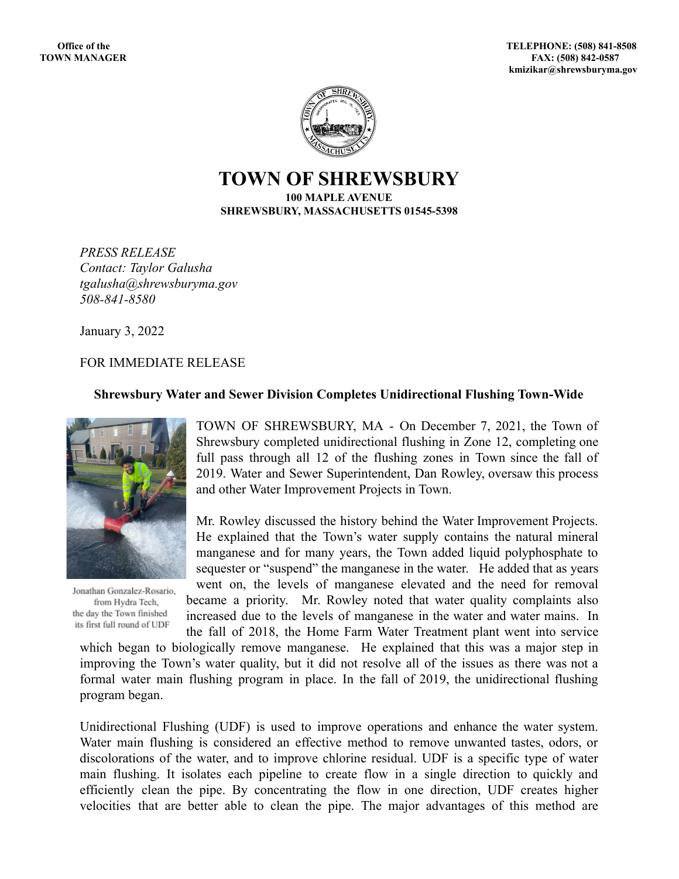Office of the
TOWN MANAGER

TELEPHONE: (508) 841-8508
FAX: (508) 842-0587
kmizikar@shrewsburyma.gov

# TOWN OF SHREWSBURY

**100 MAPLE AVENUE**
**SHREWSBURY, MASSACHUSETTS 01545-5398**

*PRESS RELEASE*
*Contact: Taylor Galusha*
*tgalusha@shrewsburyma.gov*
*508-841-8580*

January 3, 2022

FOR IMMEDIATE RELEASE

**Shrewsbury Water and Sewer Division Completes Unidirectional Flushing Town-Wide**

Jonathan Gonzalez-Rosario, from Hydra Tech, the day the Town finished its first full round of UDF

TOWN OF SHREWSBURY, MA - On December 7, 2021, the Town of Shrewsbury completed unidirectional flushing in Zone 12, completing one full pass through all 12 of the flushing zones in Town since the fall of 2019. Water and Sewer Superintendent, Dan Rowley, oversaw this process and other Water Improvement Projects in Town.

Mr. Rowley discussed the history behind the Water Improvement Projects. He explained that the Town's water supply contains the natural mineral manganese and for many years, the Town added liquid polyphosphate to sequester or "suspend" the manganese in the water. He added that as years went on, the levels of manganese elevated and the need for removal became a priority. Mr. Rowley noted that water quality complaints also increased due to the levels of manganese in the water and water mains. In the fall of 2018, the Home Farm Water Treatment plant went into service which began to biologically remove manganese. He explained that this was a major step in improving the Town's water quality, but it did not resolve all of the issues as there was not a formal water main flushing program in place. In the fall of 2019, the unidirectional flushing program began.

Unidirectional Flushing (UDF) is used to improve operations and enhance the water system. Water main flushing is considered an effective method to remove unwanted tastes, odors, or discolorations of the water, and to improve chlorine residual. UDF is a specific type of water main flushing. It isolates each pipeline to create flow in a single direction to quickly and efficiently clean the pipe. By concentrating the flow in one direction, UDF creates higher velocities that are better able to clean the pipe. The major advantages of this method are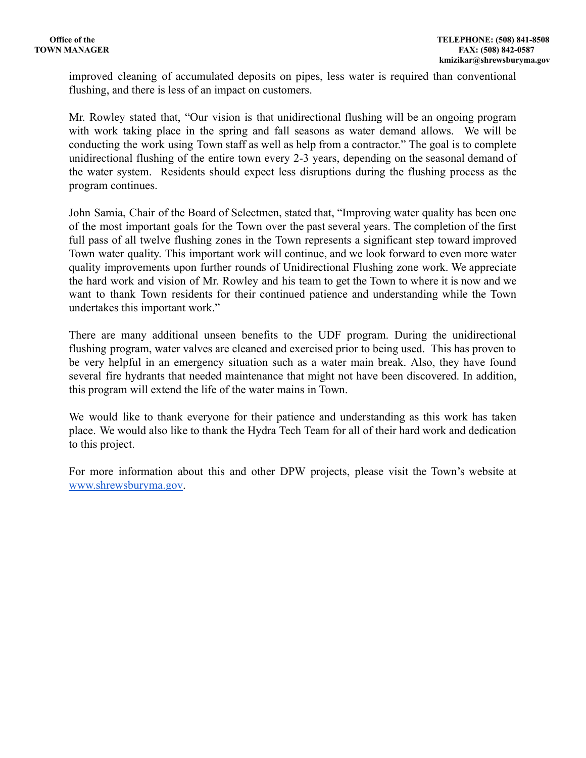improved cleaning of accumulated deposits on pipes, less water is required than conventional flushing, and there is less of an impact on customers.

Mr. Rowley stated that, "Our vision is that unidirectional flushing will be an ongoing program with work taking place in the spring and fall seasons as water demand allows. We will be conducting the work using Town staff as well as help from a contractor." The goal is to complete unidirectional flushing of the entire town every 2-3 years, depending on the seasonal demand of the water system. Residents should expect less disruptions during the flushing process as the program continues.

John Samia, Chair of the Board of Selectmen, stated that, "Improving water quality has been one of the most important goals for the Town over the past several years. The completion of the first full pass of all twelve flushing zones in the Town represents a significant step toward improved Town water quality. This important work will continue, and we look forward to even more water quality improvements upon further rounds of Unidirectional Flushing zone work. We appreciate the hard work and vision of Mr. Rowley and his team to get the Town to where it is now and we want to thank Town residents for their continued patience and understanding while the Town undertakes this important work."

There are many additional unseen benefits to the UDF program. During the unidirectional flushing program, water valves are cleaned and exercised prior to being used. This has proven to be very helpful in an emergency situation such as a water main break. Also, they have found several fire hydrants that needed maintenance that might not have been discovered. In addition, this program will extend the life of the water mains in Town.

We would like to thank everyone for their patience and understanding as this work has taken place. We would also like to thank the Hydra Tech Team for all of their hard work and dedication to this project.

For more information about this and other DPW projects, please visit the Town's website at [www.shrewsburyma.gov](http://www.shrewsburyma.gov).